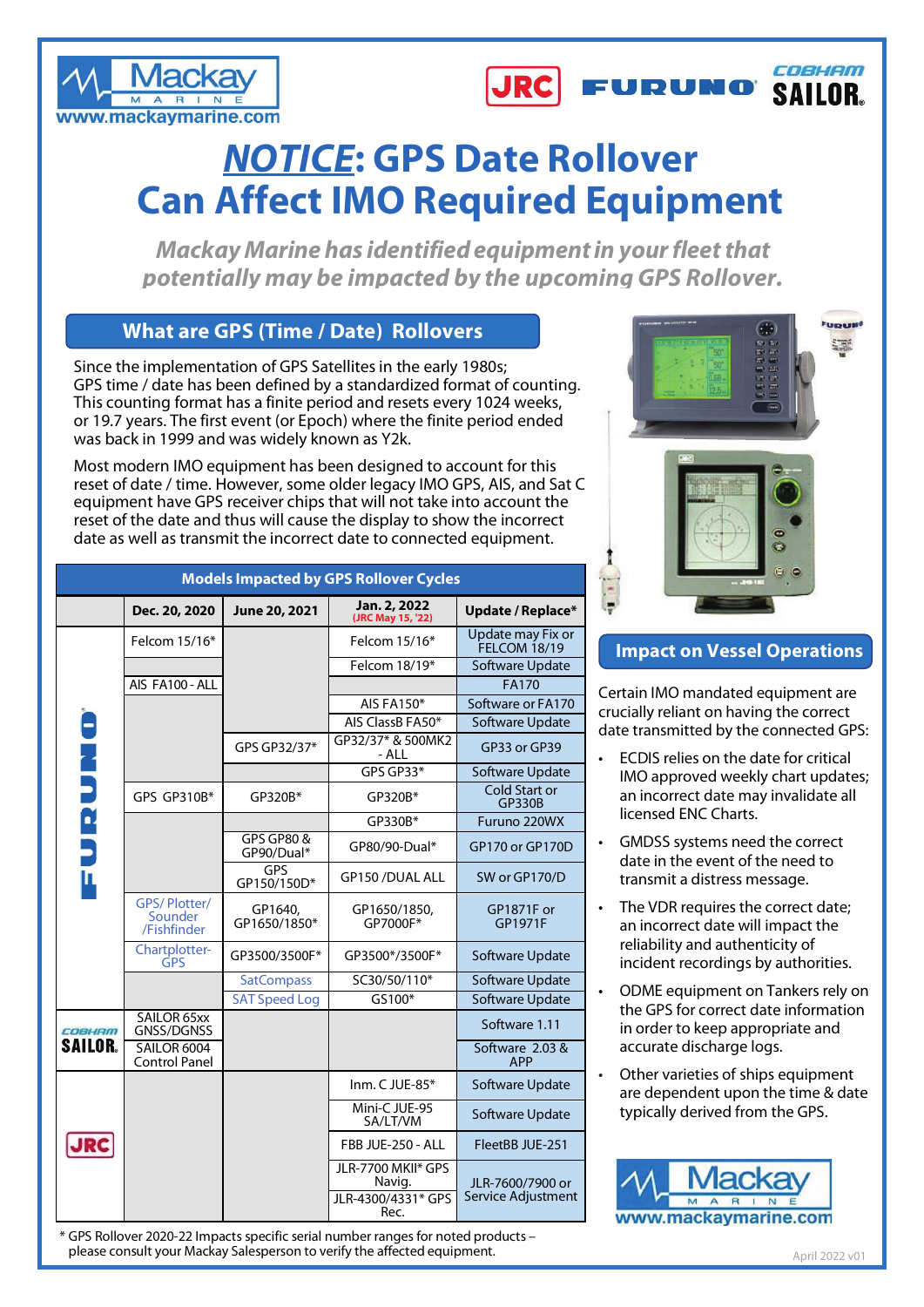Mackay Marine
www.mackaymarine.com

JRC FURUNO COBHAM SAILOR

# *NOTICE*: GPS Date Rollover Can Affect IMO Required Equipment

*Mackay Marine has identified equipment in your fleet that potentially may be impacted by the upcoming GPS Rollover.*

## What are GPS (Time / Date) Rollovers

Since the implementation of GPS Satellites in the early 1980s; GPS time / date has been defined by a standardized format of counting. This counting format has a finite period and resets every 1024 weeks, or 19.7 years. The first event (or Epoch) where the finite period ended was back in 1999 and was widely known as Y2k.

Most modern IMO equipment has been designed to account for this reset of date / time. However, some older legacy IMO GPS, AIS, and Sat C equipment have GPS receiver chips that will not take into account the reset of the date and thus will cause the display to show the incorrect date as well as transmit the incorrect date to connected equipment.

**Models Impacted by GPS Rollover Cycles**

| | Dec. 20, 2020 | June 20, 2021 | Jan. 2, 2022 (JRC May 15, '22) | Update / Replace* |
|---|---|---|---|---|
| FURUNO | Felcom 15/16* | | Felcom 15/16* | Update may Fix or FELCOM 18/19 |
| | | | Felcom 18/19* | Software Update |
| | AIS FA100 - ALL | | | FA170 |
| | | | AIS FA150* | Software or FA170 |
| | | | AIS ClassB FA50* | Software Update |
| | | GPS GP32/37* | GP32/37* & 500MK2 - ALL | GP33 or GP39 |
| | | | GPS GP33* | Software Update |
| | GPS GP310B* | GP320B* | GP320B* | Cold Start or GP330B |
| | | | GP330B* | Furuno 220WX |
| | | GPS GP80 & GP90/Dual* | GP80/90-Dual* | GP170 or GP170D |
| | | GPS GP150/150D* | GP150 /DUAL ALL | SW or GP170/D |
| | GPS/ Plotter/ Sounder /Fishfinder | GP1640, GP1650/1850* | GP1650/1850, GP7000F* | GP1871F or GP1971F |
| | Chartplotter-GPS | GP3500/3500F* | GP3500*/3500F* | Software Update |
| | | SatCompass | SC30/50/110* | Software Update |
| | | SAT Speed Log | GS100* | Software Update |
| COBHAM SAILOR | SAILOR 65xx GNSS/DGNSS | | | Software 1.11 |
| | SAILOR 6004 Control Panel | | | Software 2.03 & APP |
| JRC | | | Inm. C JUE-85* | Software Update |
| | | | Mini-C JUE-95 SA/LT/VM | Software Update |
| | | | FBB JUE-250 - ALL | FleetBB JUE-251 |
| | | | JLR-7700 MKII* GPS Navig. | JLR-7600/7900 or Service Adjustment |
| | | | JLR-4300/4331* GPS Rec. | |

\* GPS Rollover 2020-22 Impacts specific serial number ranges for noted products – please consult your Mackay Salesperson to verify the affected equipment.

## Impact on Vessel Operations

Certain IMO mandated equipment are crucially reliant on having the correct date transmitted by the connected GPS:

- ECDIS relies on the date for critical IMO approved weekly chart updates; an incorrect date may invalidate all licensed ENC Charts.
- GMDSS systems need the correct date in the event of the need to transmit a distress message.
- The VDR requires the correct date; an incorrect date will impact the reliability and authenticity of incident recordings by authorities.
- ODME equipment on Tankers rely on the GPS for correct date information in order to keep appropriate and accurate discharge logs.
- Other varieties of ships equipment are dependent upon the time & date typically derived from the GPS.

Mackay Marine
www.mackaymarine.com

April 2022 v01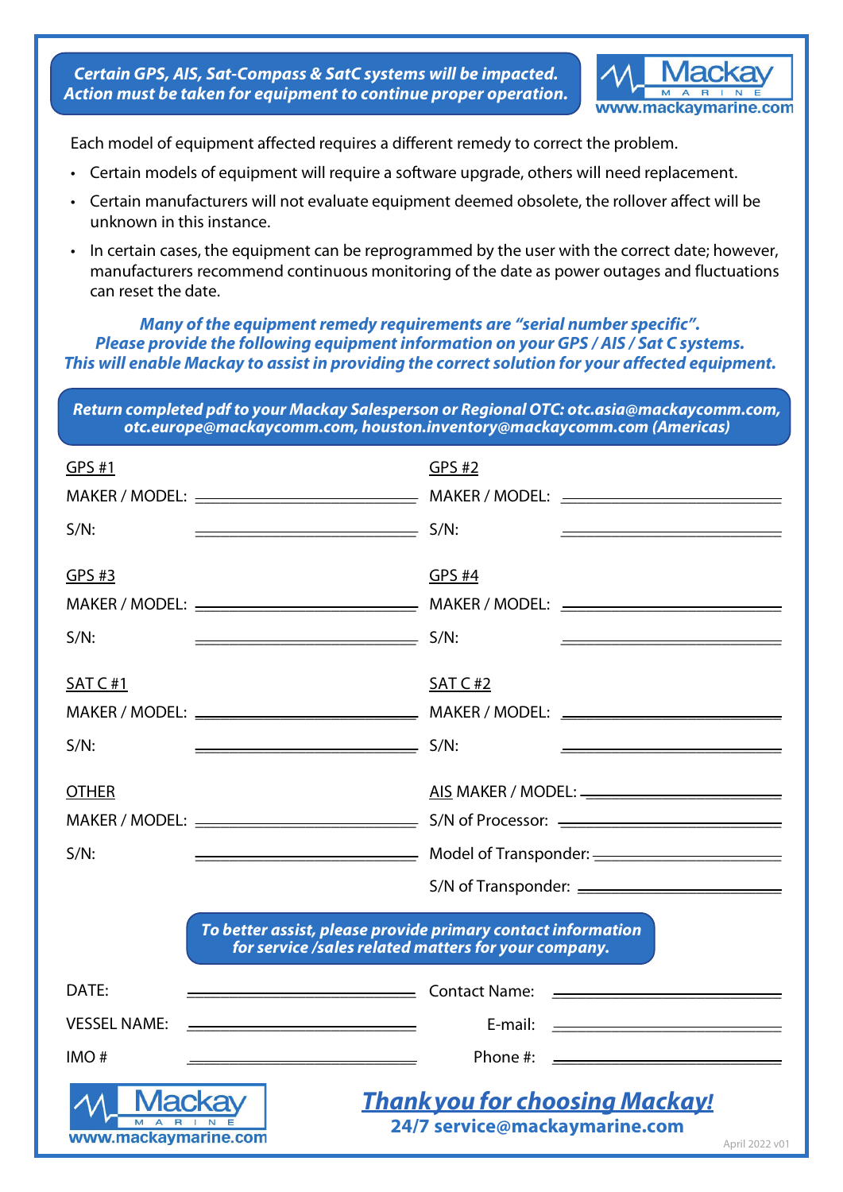***Certain GPS, AIS, Sat-Compass & SatC systems will be impacted. Action must be taken for equipment to continue proper operation.***

Mackay MARINE
www.mackaymarine.com

Each model of equipment affected requires a different remedy to correct the problem.

- Certain models of equipment will require a software upgrade, others will need replacement.
- Certain manufacturers will not evaluate equipment deemed obsolete, the rollover affect will be unknown in this instance.
- In certain cases, the equipment can be reprogrammed by the user with the correct date; however, manufacturers recommend continuous monitoring of the date as power outages and fluctuations can reset the date.

***Many of the equipment remedy requirements are "serial number specific". Please provide the following equipment information on your GPS / AIS / Sat C systems. This will enable Mackay to assist in providing the correct solution for your affected equipment.***

***Return completed pdf to your Mackay Salesperson or Regional OTC: otc.asia@mackaycomm.com, otc.europe@mackaycomm.com, houston.inventory@mackaycomm.com (Americas)***

GPS #1
MAKER / MODEL: ______________________
S/N: ______________________

GPS #2
MAKER / MODEL: ______________________
S/N: ______________________

GPS #3
MAKER / MODEL: ______________________
S/N: ______________________

GPS #4
MAKER / MODEL: ______________________
S/N: ______________________

SAT C #1
MAKER / MODEL: ______________________
S/N: ______________________

SAT C #2
MAKER / MODEL: ______________________
S/N: ______________________

OTHER
MAKER / MODEL: ______________________
S/N: ______________________

AIS MAKER / MODEL: ______________________
S/N of Processor: ______________________
Model of Transponder: ______________________
S/N of Transponder: ______________________

***To better assist, please provide primary contact information for service /sales related matters for your company.***

DATE: ______________________
VESSEL NAME: ______________________
IMO # ______________________

Contact Name: ______________________
E-mail: ______________________
Phone #: ______________________

Mackay MARINE
www.mackaymarine.com

***Thank you for choosing Mackay!***

**24/7 service@mackaymarine.com**

April 2022 v01